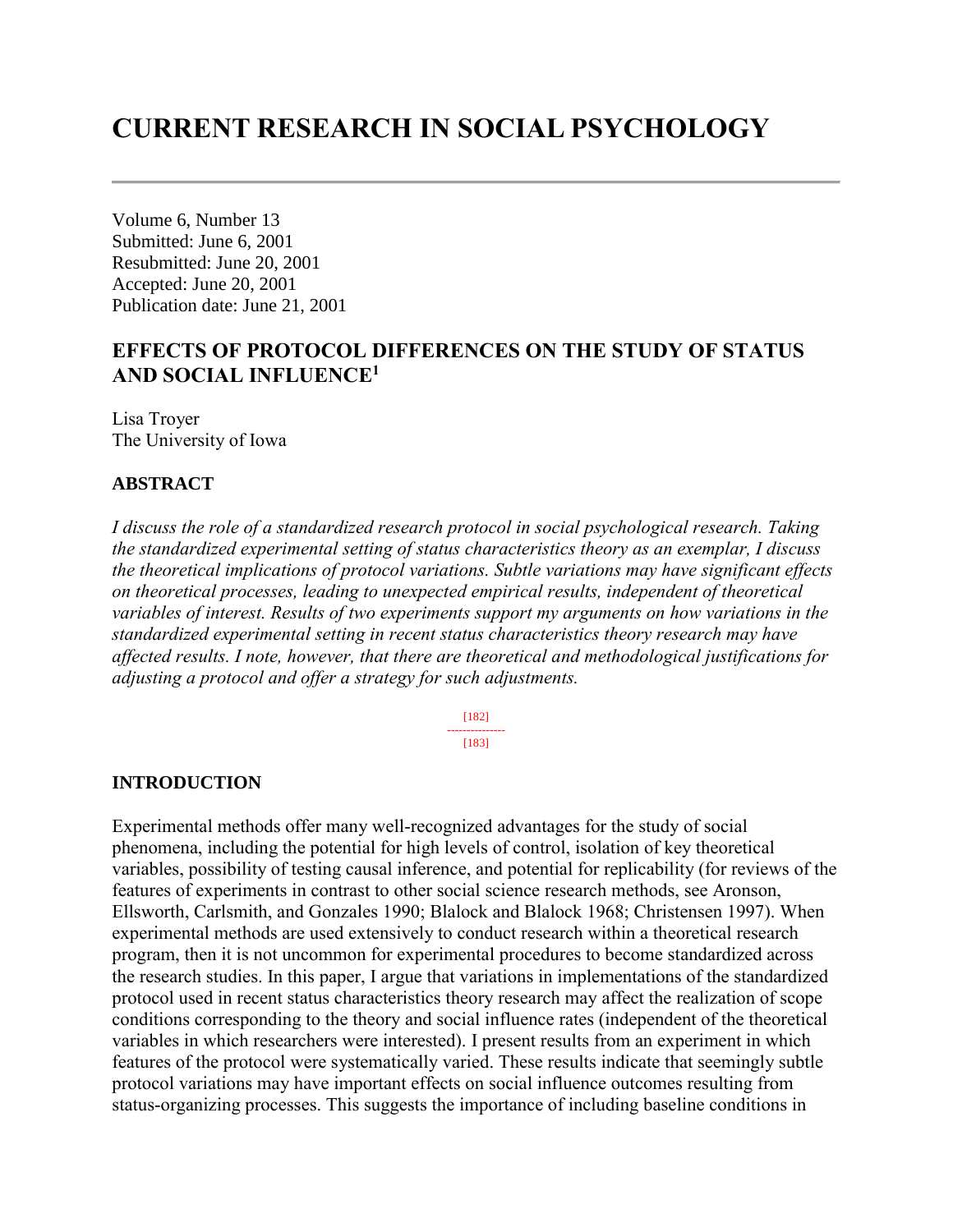# CURRENT RESEARCH IN SOCIAL PSYCHOLOGY

Volume 6, Number 13
Submitted: June 6, 2001
Resubmitted: June 20, 2001
Accepted: June 20, 2001
Publication date: June 21, 2001

## EFFECTS OF PROTOCOL DIFFERENCES ON THE STUDY OF STATUS AND SOCIAL INFLUENCE[1]

Lisa Troyer
The University of Iowa

### ABSTRACT

*I discuss the role of a standardized research protocol in social psychological research. Taking the standardized experimental setting of status characteristics theory as an exemplar, I discuss the theoretical implications of protocol variations. Subtle variations may have significant effects on theoretical processes, leading to unexpected empirical results, independent of theoretical variables of interest. Results of two experiments support my arguments on how variations in the standardized experimental setting in recent status characteristics theory research may have affected results. I note, however, that there are theoretical and methodological justifications for adjusting a protocol and offer a strategy for such adjustments.*

[182]
---------------
[183]

### INTRODUCTION

Experimental methods offer many well-recognized advantages for the study of social phenomena, including the potential for high levels of control, isolation of key theoretical variables, possibility of testing causal inference, and potential for replicability (for reviews of the features of experiments in contrast to other social science research methods, see Aronson, Ellsworth, Carlsmith, and Gonzales 1990; Blalock and Blalock 1968; Christensen 1997). When experimental methods are used extensively to conduct research within a theoretical research program, then it is not uncommon for experimental procedures to become standardized across the research studies. In this paper, I argue that variations in implementations of the standardized protocol used in recent status characteristics theory research may affect the realization of scope conditions corresponding to the theory and social influence rates (independent of the theoretical variables in which researchers were interested). I present results from an experiment in which features of the protocol were systematically varied. These results indicate that seemingly subtle protocol variations may have important effects on social influence outcomes resulting from status-organizing processes. This suggests the importance of including baseline conditions in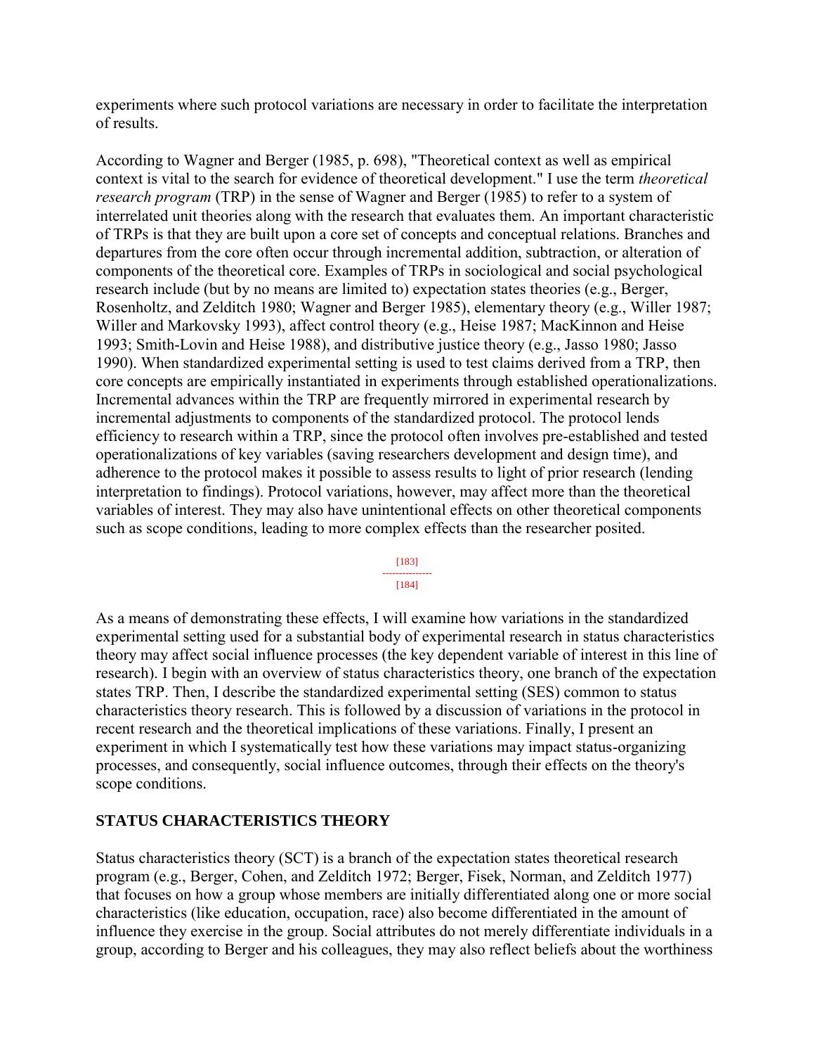experiments where such protocol variations are necessary in order to facilitate the interpretation of results.

According to Wagner and Berger (1985, p. 698), "Theoretical context as well as empirical context is vital to the search for evidence of theoretical development." I use the term *theoretical research program* (TRP) in the sense of Wagner and Berger (1985) to refer to a system of interrelated unit theories along with the research that evaluates them. An important characteristic of TRPs is that they are built upon a core set of concepts and conceptual relations. Branches and departures from the core often occur through incremental addition, subtraction, or alteration of components of the theoretical core. Examples of TRPs in sociological and social psychological research include (but by no means are limited to) expectation states theories (e.g., Berger, Rosenholtz, and Zelditch 1980; Wagner and Berger 1985), elementary theory (e.g., Willer 1987; Willer and Markovsky 1993), affect control theory (e.g., Heise 1987; MacKinnon and Heise 1993; Smith-Lovin and Heise 1988), and distributive justice theory (e.g., Jasso 1980; Jasso 1990). When standardized experimental setting is used to test claims derived from a TRP, then core concepts are empirically instantiated in experiments through established operationalizations. Incremental advances within the TRP are frequently mirrored in experimental research by incremental adjustments to components of the standardized protocol. The protocol lends efficiency to research within a TRP, since the protocol often involves pre-established and tested operationalizations of key variables (saving researchers development and design time), and adherence to the protocol makes it possible to assess results to light of prior research (lending interpretation to findings). Protocol variations, however, may affect more than the theoretical variables of interest. They may also have unintentional effects on other theoretical components such as scope conditions, leading to more complex effects than the researcher posited.

As a means of demonstrating these effects, I will examine how variations in the standardized experimental setting used for a substantial body of experimental research in status characteristics theory may affect social influence processes (the key dependent variable of interest in this line of research). I begin with an overview of status characteristics theory, one branch of the expectation states TRP. Then, I describe the standardized experimental setting (SES) common to status characteristics theory research. This is followed by a discussion of variations in the protocol in recent research and the theoretical implications of these variations. Finally, I present an experiment in which I systematically test how these variations may impact status-organizing processes, and consequently, social influence outcomes, through their effects on the theory's scope conditions.

## STATUS CHARACTERISTICS THEORY

Status characteristics theory (SCT) is a branch of the expectation states theoretical research program (e.g., Berger, Cohen, and Zelditch 1972; Berger, Fisek, Norman, and Zelditch 1977) that focuses on how a group whose members are initially differentiated along one or more social characteristics (like education, occupation, race) also become differentiated in the amount of influence they exercise in the group. Social attributes do not merely differentiate individuals in a group, according to Berger and his colleagues, they may also reflect beliefs about the worthiness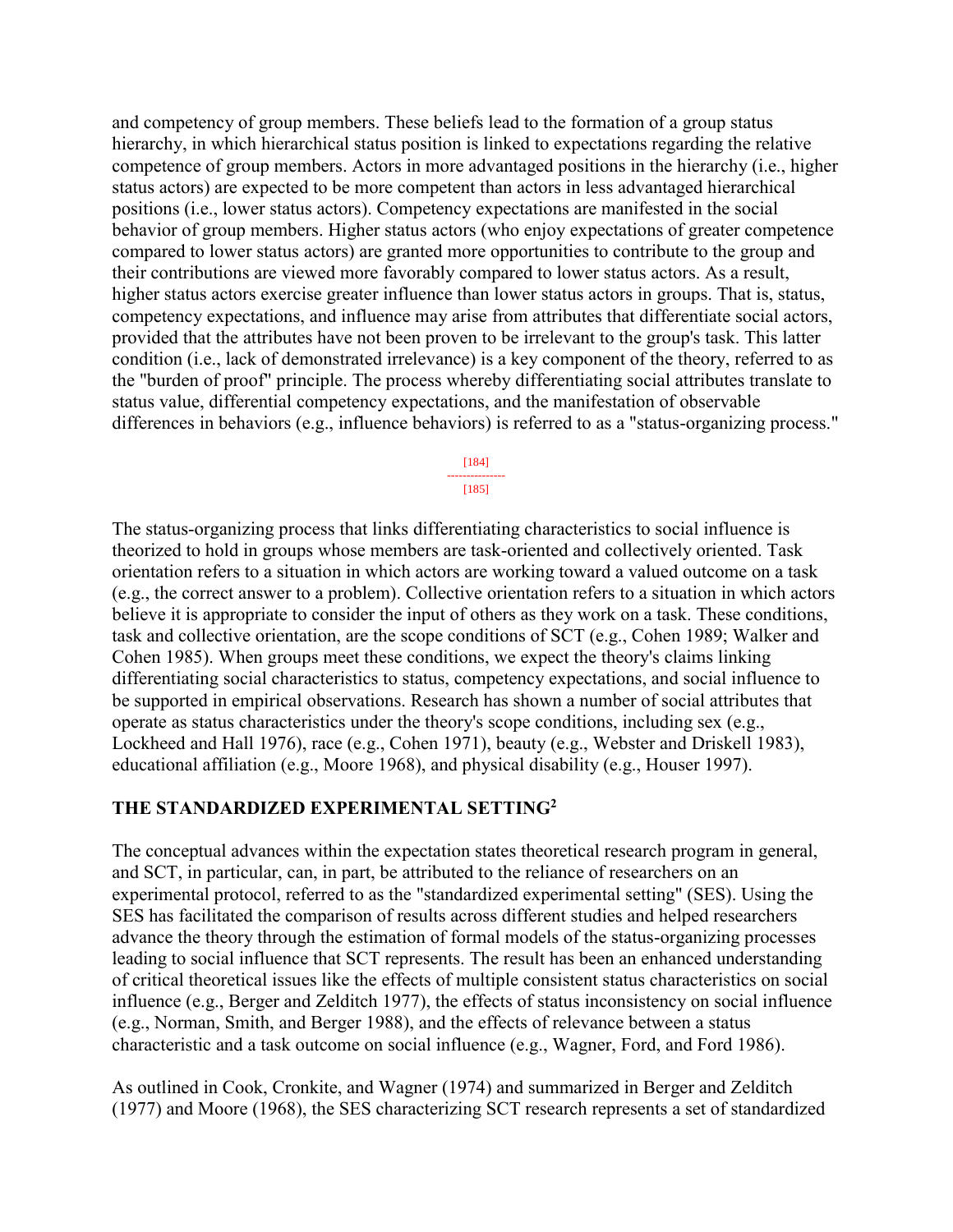and competency of group members. These beliefs lead to the formation of a group status hierarchy, in which hierarchical status position is linked to expectations regarding the relative competence of group members. Actors in more advantaged positions in the hierarchy (i.e., higher status actors) are expected to be more competent than actors in less advantaged hierarchical positions (i.e., lower status actors). Competency expectations are manifested in the social behavior of group members. Higher status actors (who enjoy expectations of greater competence compared to lower status actors) are granted more opportunities to contribute to the group and their contributions are viewed more favorably compared to lower status actors. As a result, higher status actors exercise greater influence than lower status actors in groups. That is, status, competency expectations, and influence may arise from attributes that differentiate social actors, provided that the attributes have not been proven to be irrelevant to the group's task. This latter condition (i.e., lack of demonstrated irrelevance) is a key component of the theory, referred to as the "burden of proof" principle. The process whereby differentiating social attributes translate to status value, differential competency expectations, and the manifestation of observable differences in behaviors (e.g., influence behaviors) is referred to as a "status-organizing process."

The status-organizing process that links differentiating characteristics to social influence is theorized to hold in groups whose members are task-oriented and collectively oriented. Task orientation refers to a situation in which actors are working toward a valued outcome on a task (e.g., the correct answer to a problem). Collective orientation refers to a situation in which actors believe it is appropriate to consider the input of others as they work on a task. These conditions, task and collective orientation, are the scope conditions of SCT (e.g., Cohen 1989; Walker and Cohen 1985). When groups meet these conditions, we expect the theory's claims linking differentiating social characteristics to status, competency expectations, and social influence to be supported in empirical observations. Research has shown a number of social attributes that operate as status characteristics under the theory's scope conditions, including sex (e.g., Lockheed and Hall 1976), race (e.g., Cohen 1971), beauty (e.g., Webster and Driskell 1983), educational affiliation (e.g., Moore 1968), and physical disability (e.g., Houser 1997).

## THE STANDARDIZED EXPERIMENTAL SETTING[2]

The conceptual advances within the expectation states theoretical research program in general, and SCT, in particular, can, in part, be attributed to the reliance of researchers on an experimental protocol, referred to as the "standardized experimental setting" (SES). Using the SES has facilitated the comparison of results across different studies and helped researchers advance the theory through the estimation of formal models of the status-organizing processes leading to social influence that SCT represents. The result has been an enhanced understanding of critical theoretical issues like the effects of multiple consistent status characteristics on social influence (e.g., Berger and Zelditch 1977), the effects of status inconsistency on social influence (e.g., Norman, Smith, and Berger 1988), and the effects of relevance between a status characteristic and a task outcome on social influence (e.g., Wagner, Ford, and Ford 1986).

As outlined in Cook, Cronkite, and Wagner (1974) and summarized in Berger and Zelditch (1977) and Moore (1968), the SES characterizing SCT research represents a set of standardized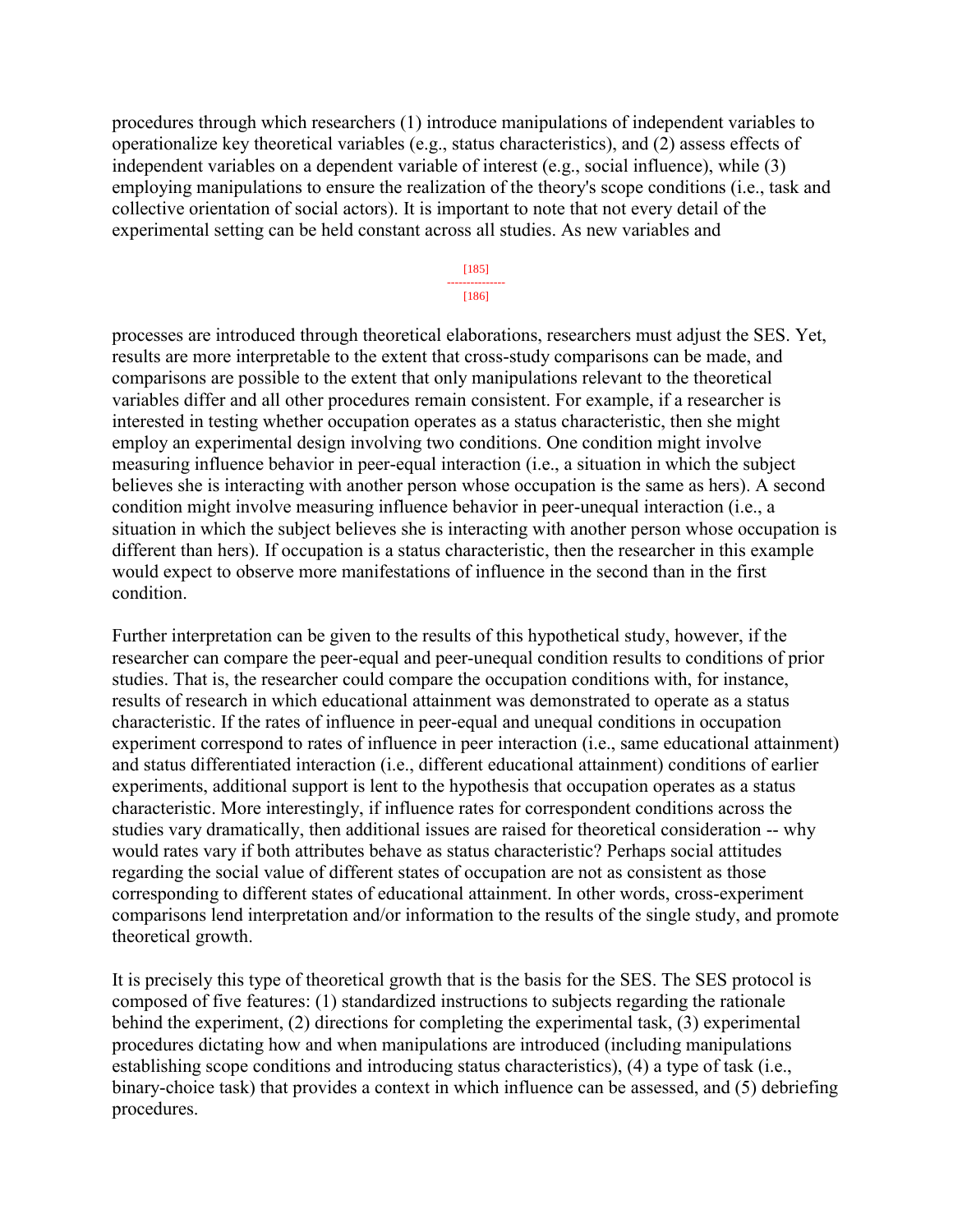procedures through which researchers (1) introduce manipulations of independent variables to operationalize key theoretical variables (e.g., status characteristics), and (2) assess effects of independent variables on a dependent variable of interest (e.g., social influence), while (3) employing manipulations to ensure the realization of the theory's scope conditions (i.e., task and collective orientation of social actors). It is important to note that not every detail of the experimental setting can be held constant across all studies. As new variables and processes are introduced through theoretical elaborations, researchers must adjust the SES. Yet, results are more interpretable to the extent that cross-study comparisons can be made, and comparisons are possible to the extent that only manipulations relevant to the theoretical variables differ and all other procedures remain consistent. For example, if a researcher is interested in testing whether occupation operates as a status characteristic, then she might employ an experimental design involving two conditions. One condition might involve measuring influence behavior in peer-equal interaction (i.e., a situation in which the subject believes she is interacting with another person whose occupation is the same as hers). A second condition might involve measuring influence behavior in peer-unequal interaction (i.e., a situation in which the subject believes she is interacting with another person whose occupation is different than hers). If occupation is a status characteristic, then the researcher in this example would expect to observe more manifestations of influence in the second than in the first condition.

Further interpretation can be given to the results of this hypothetical study, however, if the researcher can compare the peer-equal and peer-unequal condition results to conditions of prior studies. That is, the researcher could compare the occupation conditions with, for instance, results of research in which educational attainment was demonstrated to operate as a status characteristic. If the rates of influence in peer-equal and unequal conditions in occupation experiment correspond to rates of influence in peer interaction (i.e., same educational attainment) and status differentiated interaction (i.e., different educational attainment) conditions of earlier experiments, additional support is lent to the hypothesis that occupation operates as a status characteristic. More interestingly, if influence rates for correspondent conditions across the studies vary dramatically, then additional issues are raised for theoretical consideration -- why would rates vary if both attributes behave as status characteristic? Perhaps social attitudes regarding the social value of different states of occupation are not as consistent as those corresponding to different states of educational attainment. In other words, cross-experiment comparisons lend interpretation and/or information to the results of the single study, and promote theoretical growth.

It is precisely this type of theoretical growth that is the basis for the SES. The SES protocol is composed of five features: (1) standardized instructions to subjects regarding the rationale behind the experiment, (2) directions for completing the experimental task, (3) experimental procedures dictating how and when manipulations are introduced (including manipulations establishing scope conditions and introducing status characteristics), (4) a type of task (i.e., binary-choice task) that provides a context in which influence can be assessed, and (5) debriefing procedures.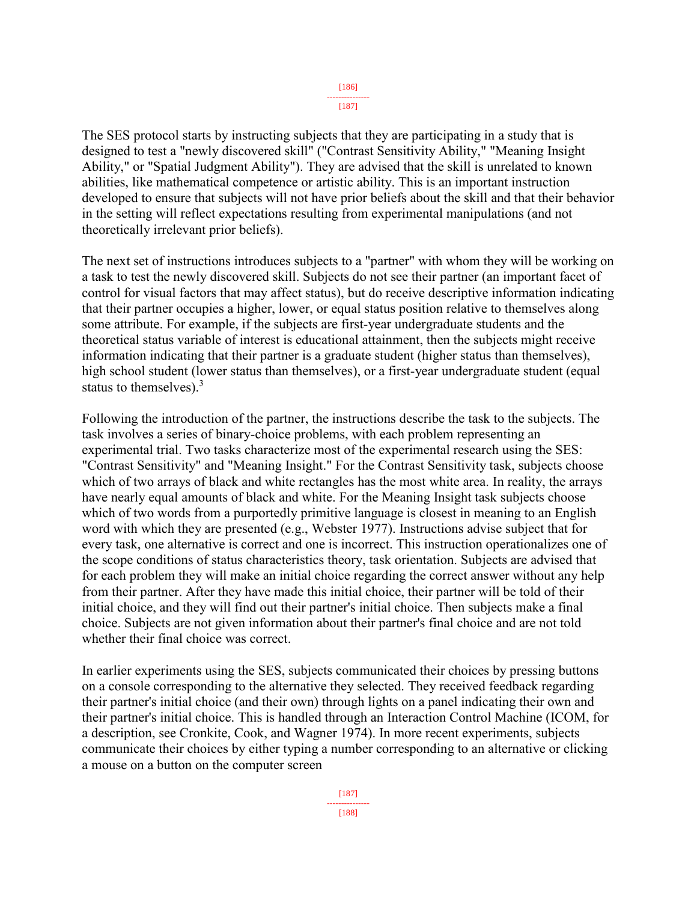The SES protocol starts by instructing subjects that they are participating in a study that is designed to test a "newly discovered skill" ("Contrast Sensitivity Ability," "Meaning Insight Ability," or "Spatial Judgment Ability"). They are advised that the skill is unrelated to known abilities, like mathematical competence or artistic ability. This is an important instruction developed to ensure that subjects will not have prior beliefs about the skill and that their behavior in the setting will reflect expectations resulting from experimental manipulations (and not theoretically irrelevant prior beliefs).

The next set of instructions introduces subjects to a "partner" with whom they will be working on a task to test the newly discovered skill. Subjects do not see their partner (an important facet of control for visual factors that may affect status), but do receive descriptive information indicating that their partner occupies a higher, lower, or equal status position relative to themselves along some attribute. For example, if the subjects are first-year undergraduate students and the theoretical status variable of interest is educational attainment, then the subjects might receive information indicating that their partner is a graduate student (higher status than themselves), high school student (lower status than themselves), or a first-year undergraduate student (equal status to themselves).[3]

Following the introduction of the partner, the instructions describe the task to the subjects. The task involves a series of binary-choice problems, with each problem representing an experimental trial. Two tasks characterize most of the experimental research using the SES: "Contrast Sensitivity" and "Meaning Insight." For the Contrast Sensitivity task, subjects choose which of two arrays of black and white rectangles has the most white area. In reality, the arrays have nearly equal amounts of black and white. For the Meaning Insight task subjects choose which of two words from a purportedly primitive language is closest in meaning to an English word with which they are presented (e.g., Webster 1977). Instructions advise subject that for every task, one alternative is correct and one is incorrect. This instruction operationalizes one of the scope conditions of status characteristics theory, task orientation. Subjects are advised that for each problem they will make an initial choice regarding the correct answer without any help from their partner. After they have made this initial choice, their partner will be told of their initial choice, and they will find out their partner's initial choice. Then subjects make a final choice. Subjects are not given information about their partner's final choice and are not told whether their final choice was correct.

In earlier experiments using the SES, subjects communicated their choices by pressing buttons on a console corresponding to the alternative they selected. They received feedback regarding their partner's initial choice (and their own) through lights on a panel indicating their own and their partner's initial choice. This is handled through an Interaction Control Machine (ICOM, for a description, see Cronkite, Cook, and Wagner 1974). In more recent experiments, subjects communicate their choices by either typing a number corresponding to an alternative or clicking a mouse on a button on the computer screen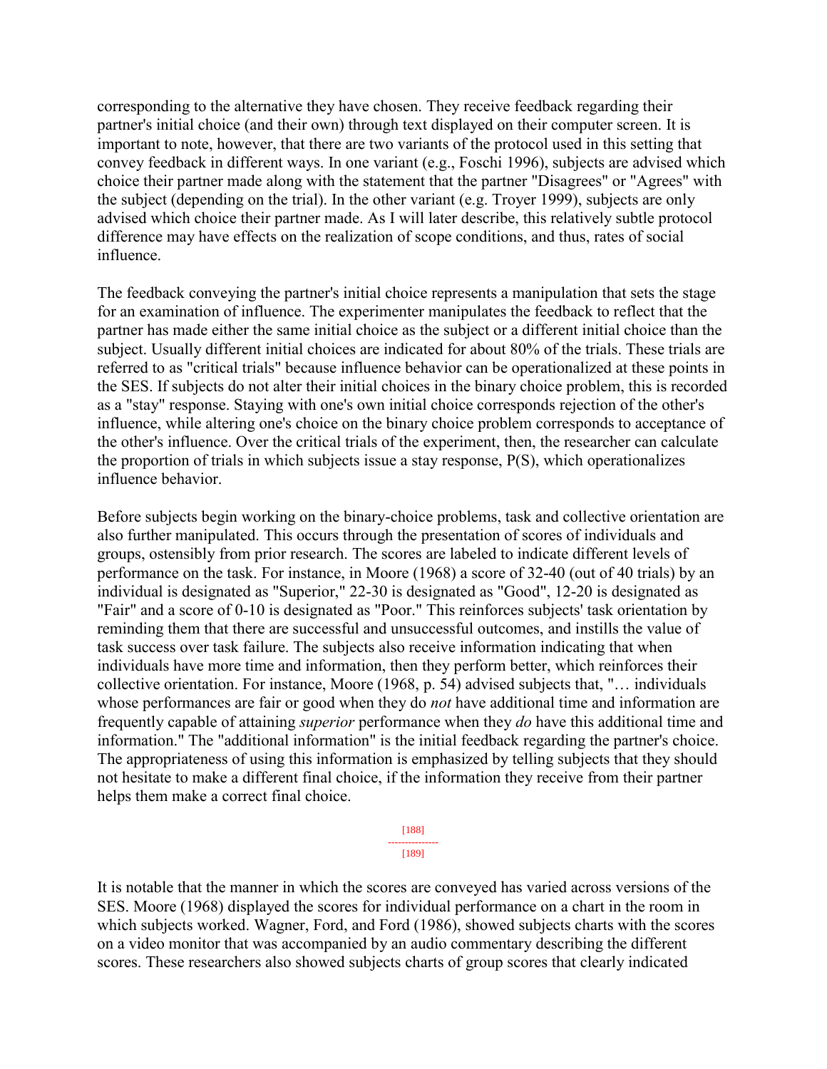corresponding to the alternative they have chosen. They receive feedback regarding their partner's initial choice (and their own) through text displayed on their computer screen. It is important to note, however, that there are two variants of the protocol used in this setting that convey feedback in different ways. In one variant (e.g., Foschi 1996), subjects are advised which choice their partner made along with the statement that the partner "Disagrees" or "Agrees" with the subject (depending on the trial). In the other variant (e.g. Troyer 1999), subjects are only advised which choice their partner made. As I will later describe, this relatively subtle protocol difference may have effects on the realization of scope conditions, and thus, rates of social influence.

The feedback conveying the partner's initial choice represents a manipulation that sets the stage for an examination of influence. The experimenter manipulates the feedback to reflect that the partner has made either the same initial choice as the subject or a different initial choice than the subject. Usually different initial choices are indicated for about 80% of the trials. These trials are referred to as "critical trials" because influence behavior can be operationalized at these points in the SES. If subjects do not alter their initial choices in the binary choice problem, this is recorded as a "stay" response. Staying with one's own initial choice corresponds rejection of the other's influence, while altering one's choice on the binary choice problem corresponds to acceptance of the other's influence. Over the critical trials of the experiment, then, the researcher can calculate the proportion of trials in which subjects issue a stay response, P(S), which operationalizes influence behavior.

Before subjects begin working on the binary-choice problems, task and collective orientation are also further manipulated. This occurs through the presentation of scores of individuals and groups, ostensibly from prior research. The scores are labeled to indicate different levels of performance on the task. For instance, in Moore (1968) a score of 32-40 (out of 40 trials) by an individual is designated as "Superior," 22-30 is designated as "Good", 12-20 is designated as "Fair" and a score of 0-10 is designated as "Poor." This reinforces subjects' task orientation by reminding them that there are successful and unsuccessful outcomes, and instills the value of task success over task failure. The subjects also receive information indicating that when individuals have more time and information, then they perform better, which reinforces their collective orientation. For instance, Moore (1968, p. 54) advised subjects that, "… individuals whose performances are fair or good when they do *not* have additional time and information are frequently capable of attaining *superior* performance when they *do* have this additional time and information." The "additional information" is the initial feedback regarding the partner's choice. The appropriateness of using this information is emphasized by telling subjects that they should not hesitate to make a different final choice, if the information they receive from their partner helps them make a correct final choice.

It is notable that the manner in which the scores are conveyed has varied across versions of the SES. Moore (1968) displayed the scores for individual performance on a chart in the room in which subjects worked. Wagner, Ford, and Ford (1986), showed subjects charts with the scores on a video monitor that was accompanied by an audio commentary describing the different scores. These researchers also showed subjects charts of group scores that clearly indicated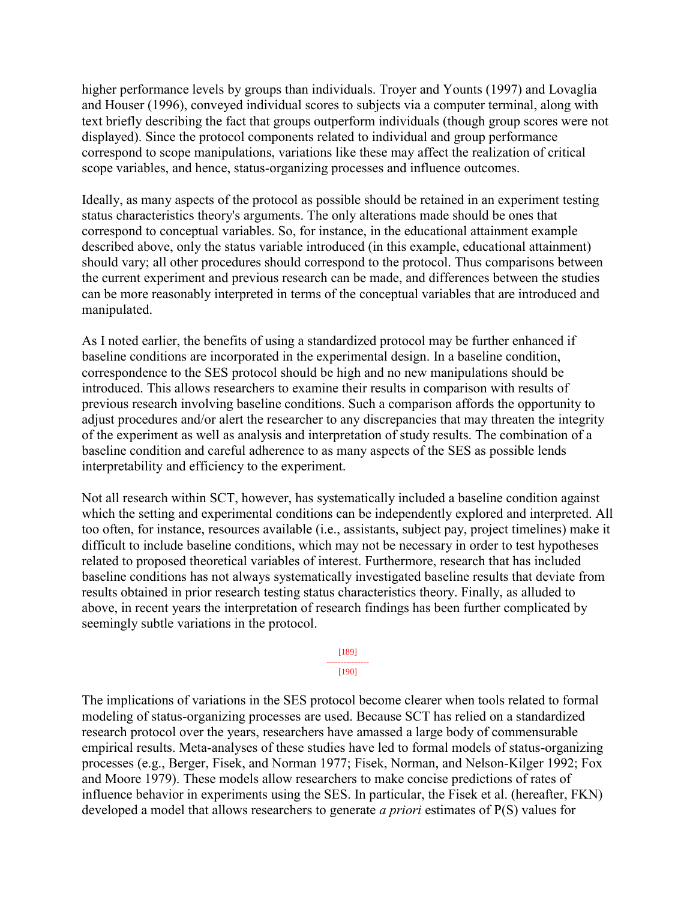higher performance levels by groups than individuals. Troyer and Younts (1997) and Lovaglia and Houser (1996), conveyed individual scores to subjects via a computer terminal, along with text briefly describing the fact that groups outperform individuals (though group scores were not displayed). Since the protocol components related to individual and group performance correspond to scope manipulations, variations like these may affect the realization of critical scope variables, and hence, status-organizing processes and influence outcomes.

Ideally, as many aspects of the protocol as possible should be retained in an experiment testing status characteristics theory's arguments. The only alterations made should be ones that correspond to conceptual variables. So, for instance, in the educational attainment example described above, only the status variable introduced (in this example, educational attainment) should vary; all other procedures should correspond to the protocol. Thus comparisons between the current experiment and previous research can be made, and differences between the studies can be more reasonably interpreted in terms of the conceptual variables that are introduced and manipulated.

As I noted earlier, the benefits of using a standardized protocol may be further enhanced if baseline conditions are incorporated in the experimental design. In a baseline condition, correspondence to the SES protocol should be high and no new manipulations should be introduced. This allows researchers to examine their results in comparison with results of previous research involving baseline conditions. Such a comparison affords the opportunity to adjust procedures and/or alert the researcher to any discrepancies that may threaten the integrity of the experiment as well as analysis and interpretation of study results. The combination of a baseline condition and careful adherence to as many aspects of the SES as possible lends interpretability and efficiency to the experiment.

Not all research within SCT, however, has systematically included a baseline condition against which the setting and experimental conditions can be independently explored and interpreted. All too often, for instance, resources available (i.e., assistants, subject pay, project timelines) make it difficult to include baseline conditions, which may not be necessary in order to test hypotheses related to proposed theoretical variables of interest. Furthermore, research that has included baseline conditions has not always systematically investigated baseline results that deviate from results obtained in prior research testing status characteristics theory. Finally, as alluded to above, in recent years the interpretation of research findings has been further complicated by seemingly subtle variations in the protocol.

The implications of variations in the SES protocol become clearer when tools related to formal modeling of status-organizing processes are used. Because SCT has relied on a standardized research protocol over the years, researchers have amassed a large body of commensurable empirical results. Meta-analyses of these studies have led to formal models of status-organizing processes (e.g., Berger, Fisek, and Norman 1977; Fisek, Norman, and Nelson-Kilger 1992; Fox and Moore 1979). These models allow researchers to make concise predictions of rates of influence behavior in experiments using the SES. In particular, the Fisek et al. (hereafter, FKN) developed a model that allows researchers to generate *a priori* estimates of P(S) values for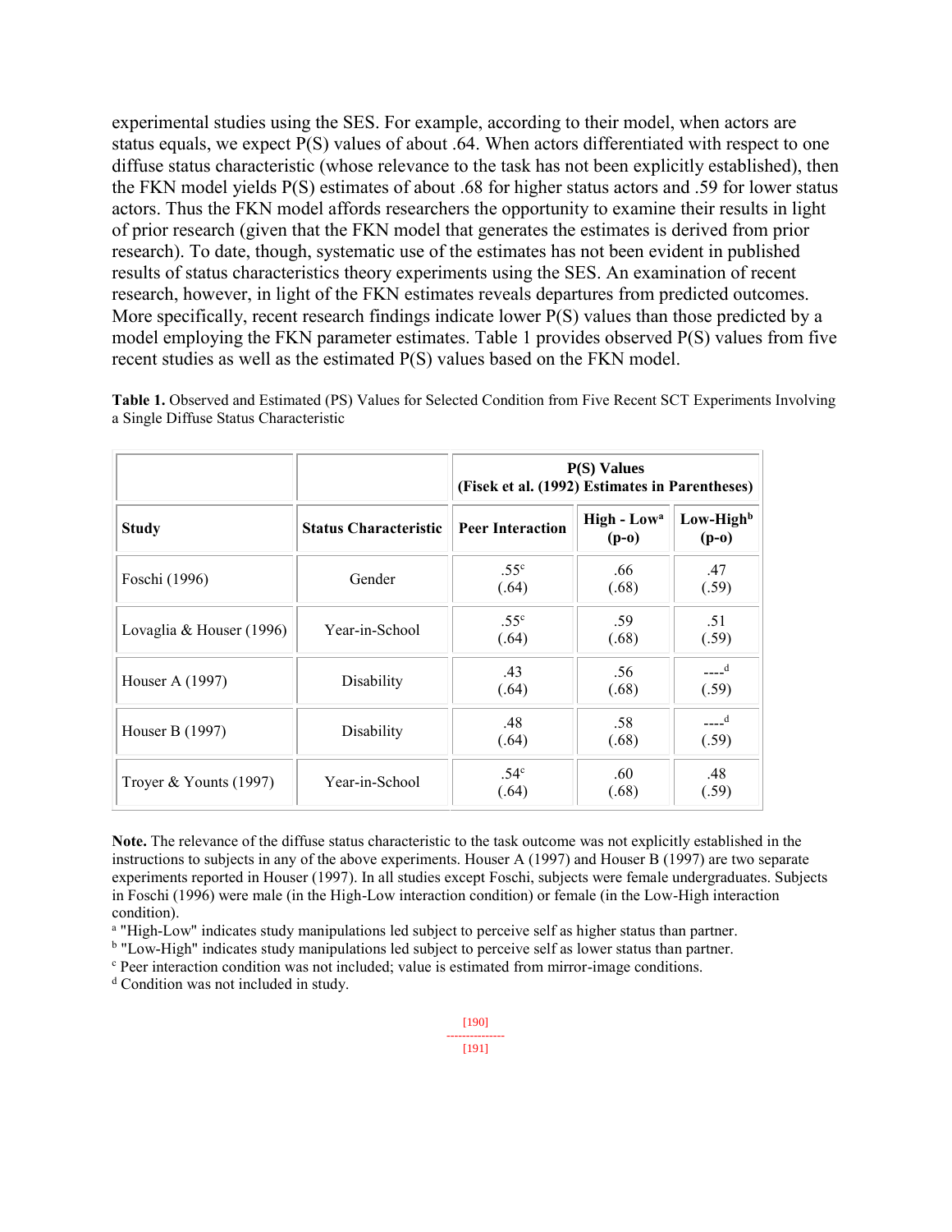experimental studies using the SES. For example, according to their model, when actors are status equals, we expect P(S) values of about .64. When actors differentiated with respect to one diffuse status characteristic (whose relevance to the task has not been explicitly established), then the FKN model yields P(S) estimates of about .68 for higher status actors and .59 for lower status actors. Thus the FKN model affords researchers the opportunity to examine their results in light of prior research (given that the FKN model that generates the estimates is derived from prior research). To date, though, systematic use of the estimates has not been evident in published results of status characteristics theory experiments using the SES. An examination of recent research, however, in light of the FKN estimates reveals departures from predicted outcomes. More specifically, recent research findings indicate lower P(S) values than those predicted by a model employing the FKN parameter estimates. Table 1 provides observed P(S) values from five recent studies as well as the estimated P(S) values based on the FKN model.

**Table 1.** Observed and Estimated (PS) Values for Selected Condition from Five Recent SCT Experiments Involving a Single Diffuse Status Characteristic

| | | P(S) Values (Fisek et al. (1992) Estimates in Parentheses) | | |
|---|---|---|---|---|
| **Study** | **Status Characteristic** | **Peer Interaction** | **High - Low[a] (p-o)** | **Low-High[b] (p-o)** |
| Foschi (1996) | Gender | .55[c] (.64) | .66 (.68) | .47 (.59) |
| Lovaglia & Houser (1996) | Year-in-School | .55[c] (.64) | .59 (.68) | .51 (.59) |
| Houser A (1997) | Disability | .43 (.64) | .56 (.68) | ----[d] (.59) |
| Houser B (1997) | Disability | .48 (.64) | .58 (.68) | ----[d] (.59) |
| Troyer & Younts (1997) | Year-in-School | .54[c] (.64) | .60 (.68) | .48 (.59) |

**Note.** The relevance of the diffuse status characteristic to the task outcome was not explicitly established in the instructions to subjects in any of the above experiments. Houser A (1997) and Houser B (1997) are two separate experiments reported in Houser (1997). In all studies except Foschi, subjects were female undergraduates. Subjects in Foschi (1996) were male (in the High-Low interaction condition) or female (in the Low-High interaction condition).

[a] "High-Low" indicates study manipulations led subject to perceive self as higher status than partner.

[b] "Low-High" indicates study manipulations led subject to perceive self as lower status than partner.

[c] Peer interaction condition was not included; value is estimated from mirror-image conditions.

[d] Condition was not included in study.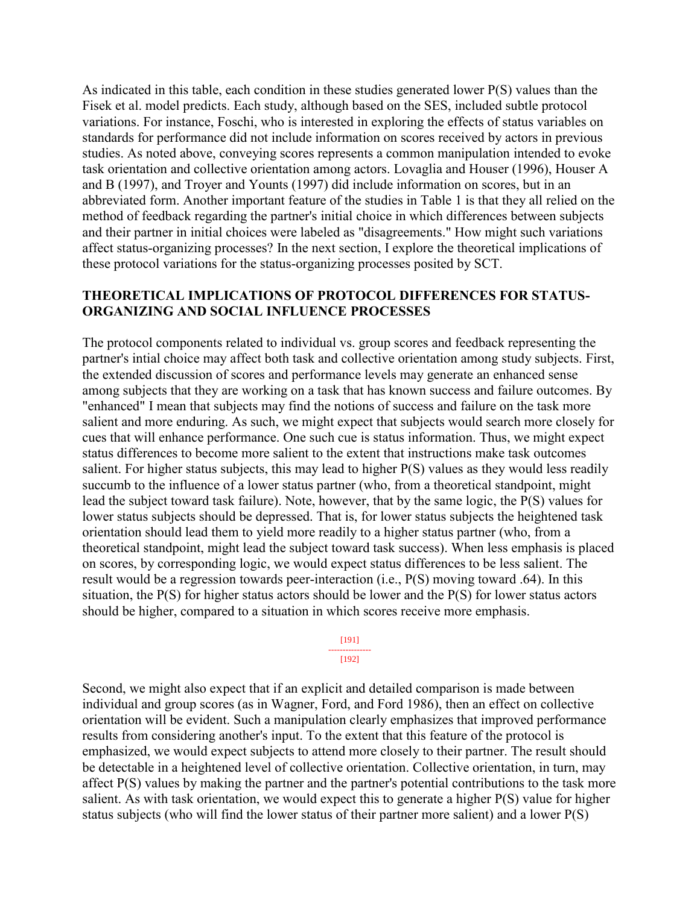As indicated in this table, each condition in these studies generated lower P(S) values than the Fisek et al. model predicts. Each study, although based on the SES, included subtle protocol variations. For instance, Foschi, who is interested in exploring the effects of status variables on standards for performance did not include information on scores received by actors in previous studies. As noted above, conveying scores represents a common manipulation intended to evoke task orientation and collective orientation among actors. Lovaglia and Houser (1996), Houser A and B (1997), and Troyer and Younts (1997) did include information on scores, but in an abbreviated form. Another important feature of the studies in Table 1 is that they all relied on the method of feedback regarding the partner's initial choice in which differences between subjects and their partner in initial choices were labeled as "disagreements." How might such variations affect status-organizing processes? In the next section, I explore the theoretical implications of these protocol variations for the status-organizing processes posited by SCT.

## THEORETICAL IMPLICATIONS OF PROTOCOL DIFFERENCES FOR STATUS-ORGANIZING AND SOCIAL INFLUENCE PROCESSES

The protocol components related to individual vs. group scores and feedback representing the partner's intial choice may affect both task and collective orientation among study subjects. First, the extended discussion of scores and performance levels may generate an enhanced sense among subjects that they are working on a task that has known success and failure outcomes. By "enhanced" I mean that subjects may find the notions of success and failure on the task more salient and more enduring. As such, we might expect that subjects would search more closely for cues that will enhance performance. One such cue is status information. Thus, we might expect status differences to become more salient to the extent that instructions make task outcomes salient. For higher status subjects, this may lead to higher P(S) values as they would less readily succumb to the influence of a lower status partner (who, from a theoretical standpoint, might lead the subject toward task failure). Note, however, that by the same logic, the P(S) values for lower status subjects should be depressed. That is, for lower status subjects the heightened task orientation should lead them to yield more readily to a higher status partner (who, from a theoretical standpoint, might lead the subject toward task success). When less emphasis is placed on scores, by corresponding logic, we would expect status differences to be less salient. The result would be a regression towards peer-interaction (i.e., P(S) moving toward .64). In this situation, the P(S) for higher status actors should be lower and the P(S) for lower status actors should be higher, compared to a situation in which scores receive more emphasis.

Second, we might also expect that if an explicit and detailed comparison is made between individual and group scores (as in Wagner, Ford, and Ford 1986), then an effect on collective orientation will be evident. Such a manipulation clearly emphasizes that improved performance results from considering another's input. To the extent that this feature of the protocol is emphasized, we would expect subjects to attend more closely to their partner. The result should be detectable in a heightened level of collective orientation. Collective orientation, in turn, may affect P(S) values by making the partner and the partner's potential contributions to the task more salient. As with task orientation, we would expect this to generate a higher P(S) value for higher status subjects (who will find the lower status of their partner more salient) and a lower P(S)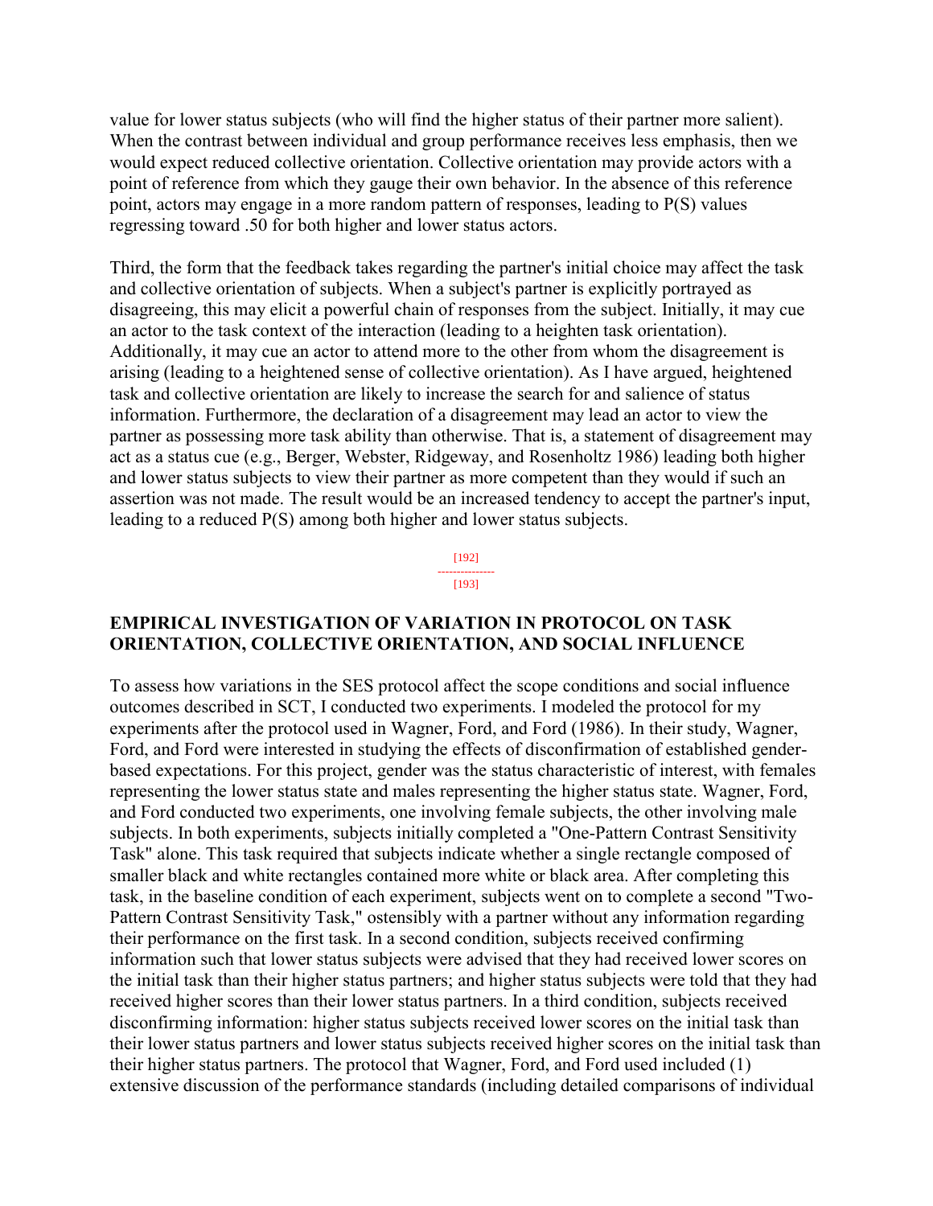value for lower status subjects (who will find the higher status of their partner more salient). When the contrast between individual and group performance receives less emphasis, then we would expect reduced collective orientation. Collective orientation may provide actors with a point of reference from which they gauge their own behavior. In the absence of this reference point, actors may engage in a more random pattern of responses, leading to P(S) values regressing toward .50 for both higher and lower status actors.

Third, the form that the feedback takes regarding the partner's initial choice may affect the task and collective orientation of subjects. When a subject's partner is explicitly portrayed as disagreeing, this may elicit a powerful chain of responses from the subject. Initially, it may cue an actor to the task context of the interaction (leading to a heighten task orientation). Additionally, it may cue an actor to attend more to the other from whom the disagreement is arising (leading to a heightened sense of collective orientation). As I have argued, heightened task and collective orientation are likely to increase the search for and salience of status information. Furthermore, the declaration of a disagreement may lead an actor to view the partner as possessing more task ability than otherwise. That is, a statement of disagreement may act as a status cue (e.g., Berger, Webster, Ridgeway, and Rosenholtz 1986) leading both higher and lower status subjects to view their partner as more competent than they would if such an assertion was not made. The result would be an increased tendency to accept the partner's input, leading to a reduced P(S) among both higher and lower status subjects.

## EMPIRICAL INVESTIGATION OF VARIATION IN PROTOCOL ON TASK ORIENTATION, COLLECTIVE ORIENTATION, AND SOCIAL INFLUENCE

To assess how variations in the SES protocol affect the scope conditions and social influence outcomes described in SCT, I conducted two experiments. I modeled the protocol for my experiments after the protocol used in Wagner, Ford, and Ford (1986). In their study, Wagner, Ford, and Ford were interested in studying the effects of disconfirmation of established gender-based expectations. For this project, gender was the status characteristic of interest, with females representing the lower status state and males representing the higher status state. Wagner, Ford, and Ford conducted two experiments, one involving female subjects, the other involving male subjects. In both experiments, subjects initially completed a "One-Pattern Contrast Sensitivity Task" alone. This task required that subjects indicate whether a single rectangle composed of smaller black and white rectangles contained more white or black area. After completing this task, in the baseline condition of each experiment, subjects went on to complete a second "Two-Pattern Contrast Sensitivity Task," ostensibly with a partner without any information regarding their performance on the first task. In a second condition, subjects received confirming information such that lower status subjects were advised that they had received lower scores on the initial task than their higher status partners; and higher status subjects were told that they had received higher scores than their lower status partners. In a third condition, subjects received disconfirming information: higher status subjects received lower scores on the initial task than their lower status partners and lower status subjects received higher scores on the initial task than their higher status partners. The protocol that Wagner, Ford, and Ford used included (1) extensive discussion of the performance standards (including detailed comparisons of individual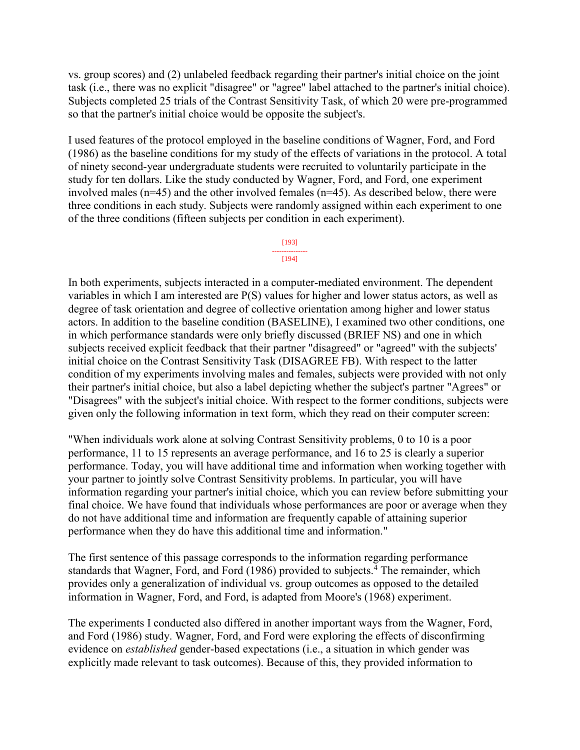vs. group scores) and (2) unlabeled feedback regarding their partner's initial choice on the joint task (i.e., there was no explicit "disagree" or "agree" label attached to the partner's initial choice). Subjects completed 25 trials of the Contrast Sensitivity Task, of which 20 were pre-programmed so that the partner's initial choice would be opposite the subject's.

I used features of the protocol employed in the baseline conditions of Wagner, Ford, and Ford (1986) as the baseline conditions for my study of the effects of variations in the protocol. A total of ninety second-year undergraduate students were recruited to voluntarily participate in the study for ten dollars. Like the study conducted by Wagner, Ford, and Ford, one experiment involved males (n=45) and the other involved females (n=45). As described below, there were three conditions in each study. Subjects were randomly assigned within each experiment to one of the three conditions (fifteen subjects per condition in each experiment).

In both experiments, subjects interacted in a computer-mediated environment. The dependent variables in which I am interested are P(S) values for higher and lower status actors, as well as degree of task orientation and degree of collective orientation among higher and lower status actors. In addition to the baseline condition (BASELINE), I examined two other conditions, one in which performance standards were only briefly discussed (BRIEF NS) and one in which subjects received explicit feedback that their partner "disagreed" or "agreed" with the subjects' initial choice on the Contrast Sensitivity Task (DISAGREE FB). With respect to the latter condition of my experiments involving males and females, subjects were provided with not only their partner's initial choice, but also a label depicting whether the subject's partner "Agrees" or "Disagrees" with the subject's initial choice. With respect to the former conditions, subjects were given only the following information in text form, which they read on their computer screen:

"When individuals work alone at solving Contrast Sensitivity problems, 0 to 10 is a poor performance, 11 to 15 represents an average performance, and 16 to 25 is clearly a superior performance. Today, you will have additional time and information when working together with your partner to jointly solve Contrast Sensitivity problems. In particular, you will have information regarding your partner's initial choice, which you can review before submitting your final choice. We have found that individuals whose performances are poor or average when they do not have additional time and information are frequently capable of attaining superior performance when they do have this additional time and information."

The first sentence of this passage corresponds to the information regarding performance standards that Wagner, Ford, and Ford (1986) provided to subjects.[4] The remainder, which provides only a generalization of individual vs. group outcomes as opposed to the detailed information in Wagner, Ford, and Ford, is adapted from Moore's (1968) experiment.

The experiments I conducted also differed in another important ways from the Wagner, Ford, and Ford (1986) study. Wagner, Ford, and Ford were exploring the effects of disconfirming evidence on *established* gender-based expectations (i.e., a situation in which gender was explicitly made relevant to task outcomes). Because of this, they provided information to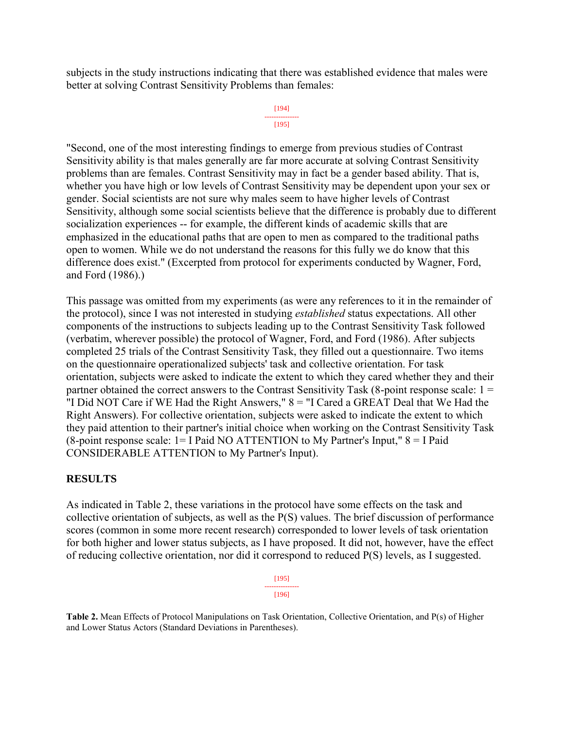subjects in the study instructions indicating that there was established evidence that males were better at solving Contrast Sensitivity Problems than females:

"Second, one of the most interesting findings to emerge from previous studies of Contrast Sensitivity ability is that males generally are far more accurate at solving Contrast Sensitivity problems than are females. Contrast Sensitivity may in fact be a gender based ability. That is, whether you have high or low levels of Contrast Sensitivity may be dependent upon your sex or gender. Social scientists are not sure why males seem to have higher levels of Contrast Sensitivity, although some social scientists believe that the difference is probably due to different socialization experiences -- for example, the different kinds of academic skills that are emphasized in the educational paths that are open to men as compared to the traditional paths open to women. While we do not understand the reasons for this fully we do know that this difference does exist." (Excerpted from protocol for experiments conducted by Wagner, Ford, and Ford (1986).)

This passage was omitted from my experiments (as were any references to it in the remainder of the protocol), since I was not interested in studying *established* status expectations. All other components of the instructions to subjects leading up to the Contrast Sensitivity Task followed (verbatim, wherever possible) the protocol of Wagner, Ford, and Ford (1986). After subjects completed 25 trials of the Contrast Sensitivity Task, they filled out a questionnaire. Two items on the questionnaire operationalized subjects' task and collective orientation. For task orientation, subjects were asked to indicate the extent to which they cared whether they and their partner obtained the correct answers to the Contrast Sensitivity Task (8-point response scale: 1 = "I Did NOT Care if WE Had the Right Answers," 8 = "I Cared a GREAT Deal that We Had the Right Answers). For collective orientation, subjects were asked to indicate the extent to which they paid attention to their partner's initial choice when working on the Contrast Sensitivity Task (8-point response scale: 1= I Paid NO ATTENTION to My Partner's Input," 8 = I Paid CONSIDERABLE ATTENTION to My Partner's Input).

## RESULTS

As indicated in Table 2, these variations in the protocol have some effects on the task and collective orientation of subjects, as well as the P(S) values. The brief discussion of performance scores (common in some more recent research) corresponded to lower levels of task orientation for both higher and lower status subjects, as I have proposed. It did not, however, have the effect of reducing collective orientation, nor did it correspond to reduced P(S) levels, as I suggested.

**Table 2.** Mean Effects of Protocol Manipulations on Task Orientation, Collective Orientation, and P(s) of Higher and Lower Status Actors (Standard Deviations in Parentheses).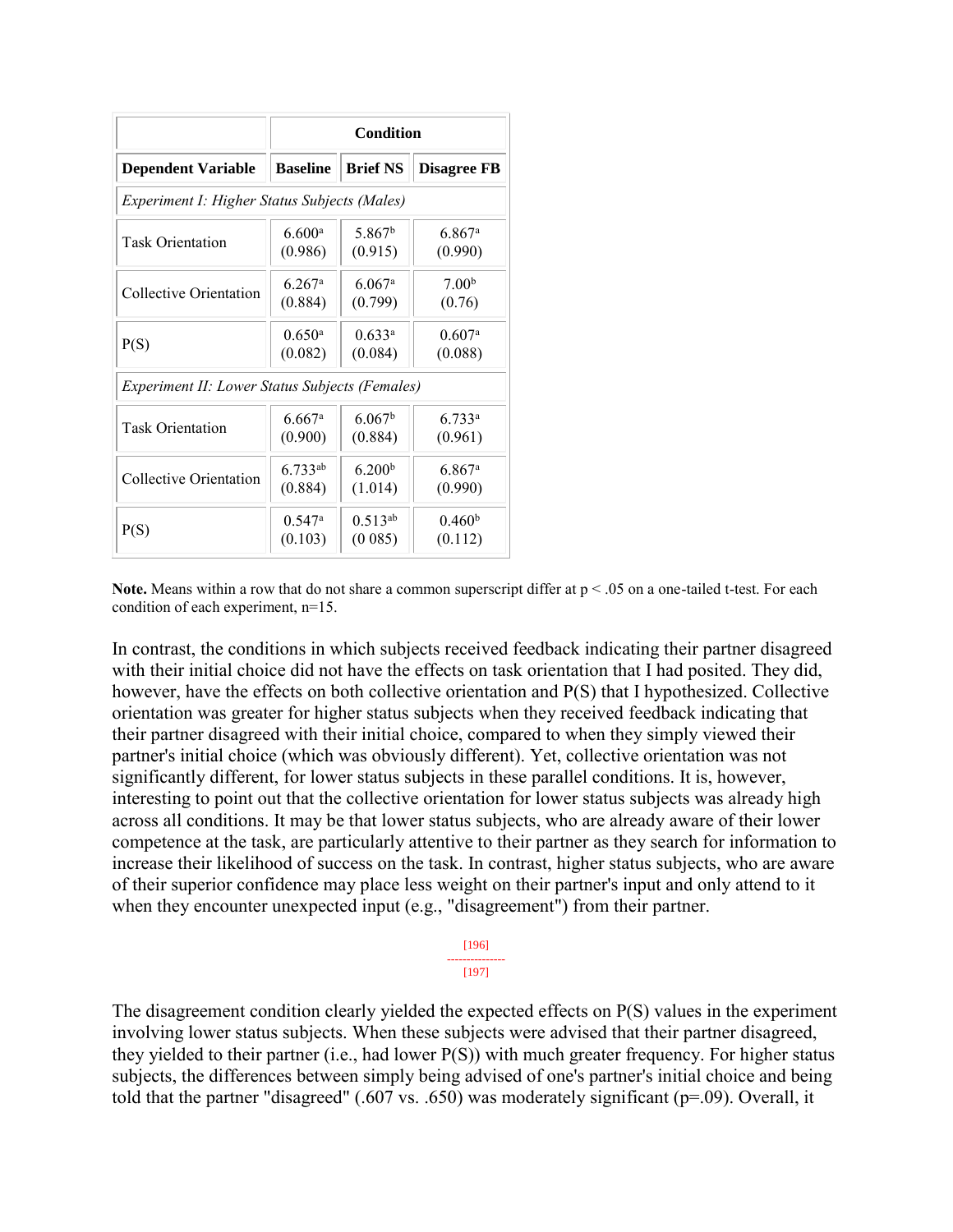| | Condition | | |
|---|---|---|---|
| **Dependent Variable** | **Baseline** | **Brief NS** | **Disagree FB** |
| *Experiment I: Higher Status Subjects (Males)* | | | |
| Task Orientation | 6.600[a] (0.986) | 5.867[b] (0.915) | 6.867[a] (0.990) |
| Collective Orientation | 6.267[a] (0.884) | 6.067[a] (0.799) | 7.00[b] (0.76) |
| P(S) | 0.650[a] (0.082) | 0.633[a] (0.084) | 0.607[a] (0.088) |
| *Experiment II: Lower Status Subjects (Females)* | | | |
| Task Orientation | 6.667[a] (0.900) | 6.067[b] (0.884) | 6.733[a] (0.961) |
| Collective Orientation | 6.733[ab] (0.884) | 6.200[b] (1.014) | 6.867[a] (0.990) |
| P(S) | 0.547[a] (0.103) | 0.513[ab] (0 085) | 0.460[b] (0.112) |

**Note.** Means within a row that do not share a common superscript differ at $p < .05$ on a one-tailed t-test. For each condition of each experiment, n=15.

In contrast, the conditions in which subjects received feedback indicating their partner disagreed with their initial choice did not have the effects on task orientation that I had posited. They did, however, have the effects on both collective orientation and P(S) that I hypothesized. Collective orientation was greater for higher status subjects when they received feedback indicating that their partner disagreed with their initial choice, compared to when they simply viewed their partner's initial choice (which was obviously different). Yet, collective orientation was not significantly different, for lower status subjects in these parallel conditions. It is, however, interesting to point out that the collective orientation for lower status subjects was already high across all conditions. It may be that lower status subjects, who are already aware of their lower competence at the task, are particularly attentive to their partner as they search for information to increase their likelihood of success on the task. In contrast, higher status subjects, who are aware of their superior confidence may place less weight on their partner's input and only attend to it when they encounter unexpected input (e.g., "disagreement") from their partner.

[196]
---------------
[197]

The disagreement condition clearly yielded the expected effects on P(S) values in the experiment involving lower status subjects. When these subjects were advised that their partner disagreed, they yielded to their partner (i.e., had lower P(S)) with much greater frequency. For higher status subjects, the differences between simply being advised of one's partner's initial choice and being told that the partner "disagreed" (.607 vs. .650) was moderately significant ($p=.09$). Overall, it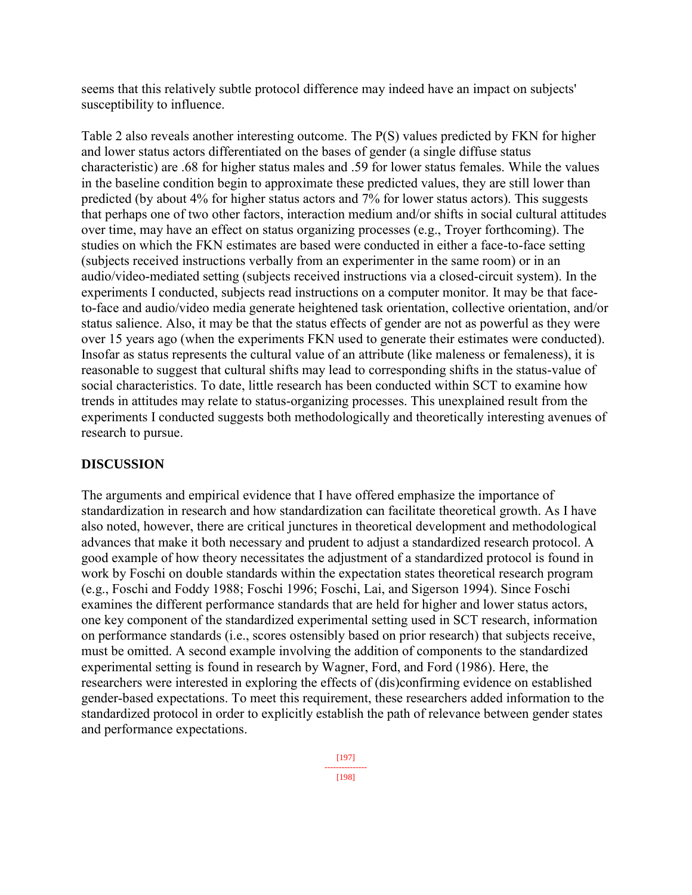seems that this relatively subtle protocol difference may indeed have an impact on subjects' susceptibility to influence.

Table 2 also reveals another interesting outcome. The P(S) values predicted by FKN for higher and lower status actors differentiated on the bases of gender (a single diffuse status characteristic) are .68 for higher status males and .59 for lower status females. While the values in the baseline condition begin to approximate these predicted values, they are still lower than predicted (by about 4% for higher status actors and 7% for lower status actors). This suggests that perhaps one of two other factors, interaction medium and/or shifts in social cultural attitudes over time, may have an effect on status organizing processes (e.g., Troyer forthcoming). The studies on which the FKN estimates are based were conducted in either a face-to-face setting (subjects received instructions verbally from an experimenter in the same room) or in an audio/video-mediated setting (subjects received instructions via a closed-circuit system). In the experiments I conducted, subjects read instructions on a computer monitor. It may be that face-to-face and audio/video media generate heightened task orientation, collective orientation, and/or status salience. Also, it may be that the status effects of gender are not as powerful as they were over 15 years ago (when the experiments FKN used to generate their estimates were conducted). Insofar as status represents the cultural value of an attribute (like maleness or femaleness), it is reasonable to suggest that cultural shifts may lead to corresponding shifts in the status-value of social characteristics. To date, little research has been conducted within SCT to examine how trends in attitudes may relate to status-organizing processes. This unexplained result from the experiments I conducted suggests both methodologically and theoretically interesting avenues of research to pursue.

## DISCUSSION

The arguments and empirical evidence that I have offered emphasize the importance of standardization in research and how standardization can facilitate theoretical growth. As I have also noted, however, there are critical junctures in theoretical development and methodological advances that make it both necessary and prudent to adjust a standardized research protocol. A good example of how theory necessitates the adjustment of a standardized protocol is found in work by Foschi on double standards within the expectation states theoretical research program (e.g., Foschi and Foddy 1988; Foschi 1996; Foschi, Lai, and Sigerson 1994). Since Foschi examines the different performance standards that are held for higher and lower status actors, one key component of the standardized experimental setting used in SCT research, information on performance standards (i.e., scores ostensibly based on prior research) that subjects receive, must be omitted. A second example involving the addition of components to the standardized experimental setting is found in research by Wagner, Ford, and Ford (1986). Here, the researchers were interested in exploring the effects of (dis)confirming evidence on established gender-based expectations. To meet this requirement, these researchers added information to the standardized protocol in order to explicitly establish the path of relevance between gender states and performance expectations.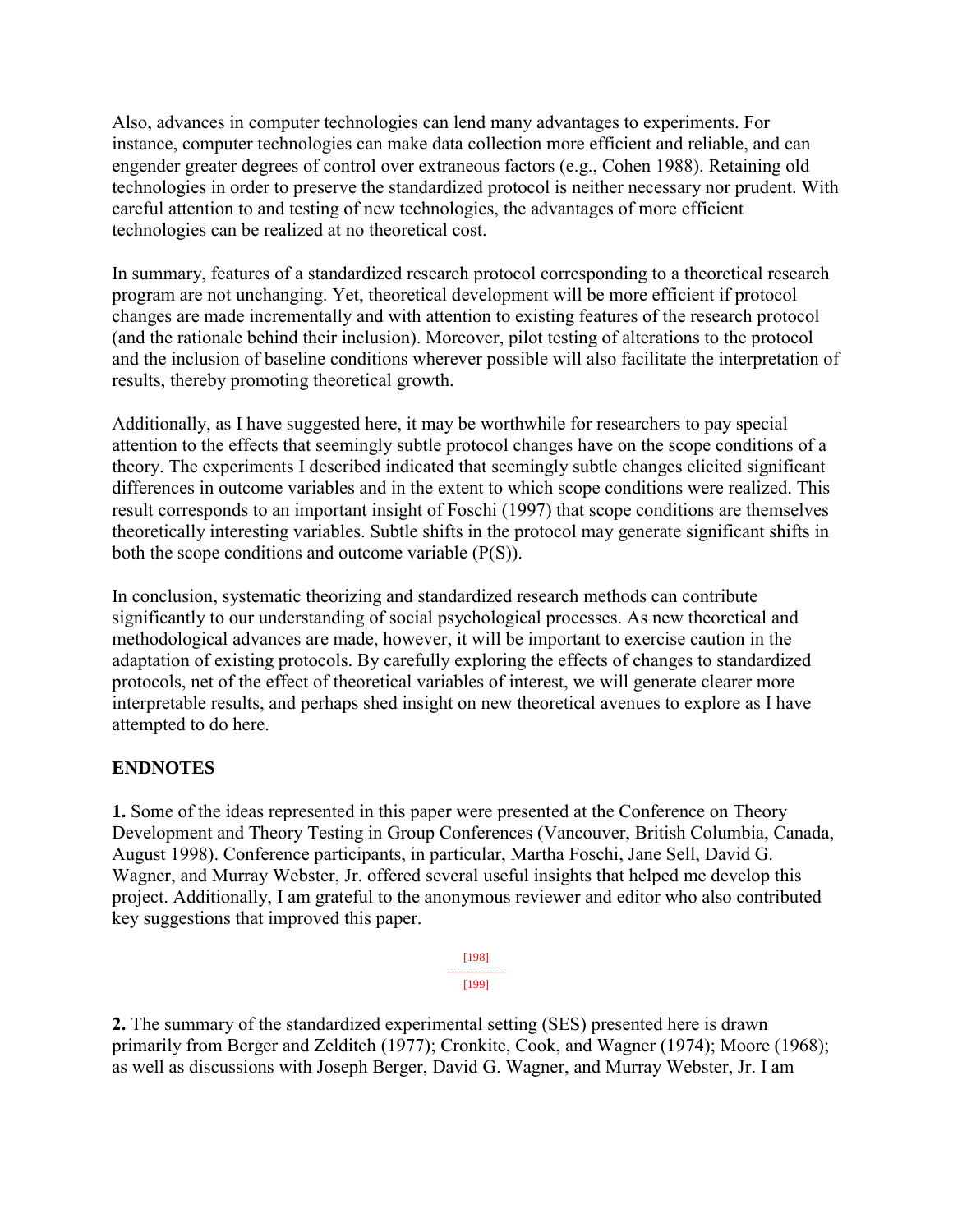Also, advances in computer technologies can lend many advantages to experiments. For instance, computer technologies can make data collection more efficient and reliable, and can engender greater degrees of control over extraneous factors (e.g., Cohen 1988). Retaining old technologies in order to preserve the standardized protocol is neither necessary nor prudent. With careful attention to and testing of new technologies, the advantages of more efficient technologies can be realized at no theoretical cost.

In summary, features of a standardized research protocol corresponding to a theoretical research program are not unchanging. Yet, theoretical development will be more efficient if protocol changes are made incrementally and with attention to existing features of the research protocol (and the rationale behind their inclusion). Moreover, pilot testing of alterations to the protocol and the inclusion of baseline conditions wherever possible will also facilitate the interpretation of results, thereby promoting theoretical growth.

Additionally, as I have suggested here, it may be worthwhile for researchers to pay special attention to the effects that seemingly subtle protocol changes have on the scope conditions of a theory. The experiments I described indicated that seemingly subtle changes elicited significant differences in outcome variables and in the extent to which scope conditions were realized. This result corresponds to an important insight of Foschi (1997) that scope conditions are themselves theoretically interesting variables. Subtle shifts in the protocol may generate significant shifts in both the scope conditions and outcome variable (P(S)).

In conclusion, systematic theorizing and standardized research methods can contribute significantly to our understanding of social psychological processes. As new theoretical and methodological advances are made, however, it will be important to exercise caution in the adaptation of existing protocols. By carefully exploring the effects of changes to standardized protocols, net of the effect of theoretical variables of interest, we will generate clearer more interpretable results, and perhaps shed insight on new theoretical avenues to explore as I have attempted to do here.

## ENDNOTES

**1.** Some of the ideas represented in this paper were presented at the Conference on Theory Development and Theory Testing in Group Conferences (Vancouver, British Columbia, Canada, August 1998). Conference participants, in particular, Martha Foschi, Jane Sell, David G. Wagner, and Murray Webster, Jr. offered several useful insights that helped me develop this project. Additionally, I am grateful to the anonymous reviewer and editor who also contributed key suggestions that improved this paper.

**2.** The summary of the standardized experimental setting (SES) presented here is drawn primarily from Berger and Zelditch (1977); Cronkite, Cook, and Wagner (1974); Moore (1968); as well as discussions with Joseph Berger, David G. Wagner, and Murray Webster, Jr. I am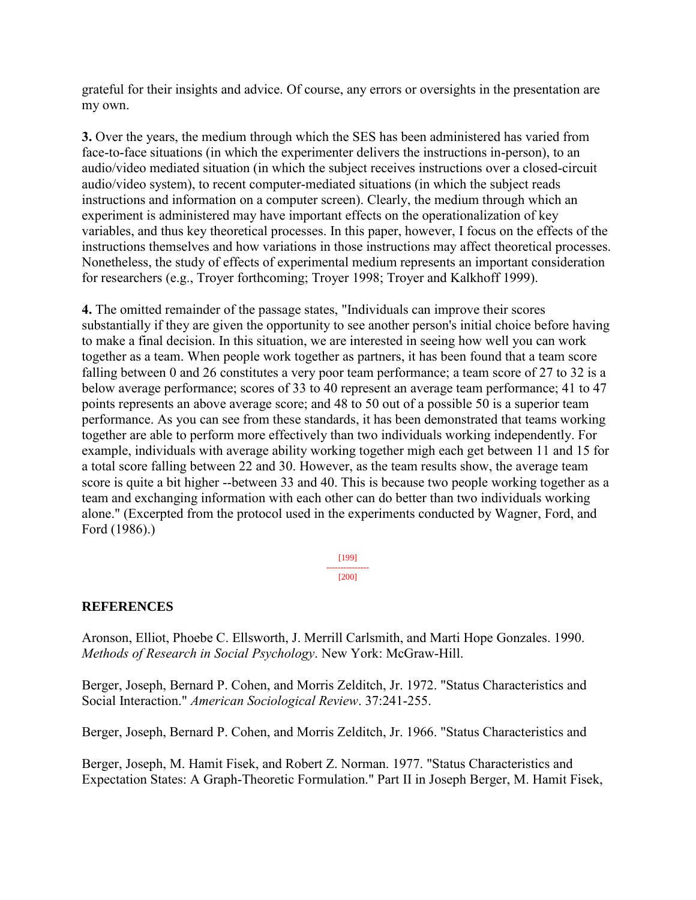grateful for their insights and advice. Of course, any errors or oversights in the presentation are my own.

**3.** Over the years, the medium through which the SES has been administered has varied from face-to-face situations (in which the experimenter delivers the instructions in-person), to an audio/video mediated situation (in which the subject receives instructions over a closed-circuit audio/video system), to recent computer-mediated situations (in which the subject reads instructions and information on a computer screen). Clearly, the medium through which an experiment is administered may have important effects on the operationalization of key variables, and thus key theoretical processes. In this paper, however, I focus on the effects of the instructions themselves and how variations in those instructions may affect theoretical processes. Nonetheless, the study of effects of experimental medium represents an important consideration for researchers (e.g., Troyer forthcoming; Troyer 1998; Troyer and Kalkhoff 1999).

**4.** The omitted remainder of the passage states, "Individuals can improve their scores substantially if they are given the opportunity to see another person's initial choice before having to make a final decision. In this situation, we are interested in seeing how well you can work together as a team. When people work together as partners, it has been found that a team score falling between 0 and 26 constitutes a very poor team performance; a team score of 27 to 32 is a below average performance; scores of 33 to 40 represent an average team performance; 41 to 47 points represents an above average score; and 48 to 50 out of a possible 50 is a superior team performance. As you can see from these standards, it has been demonstrated that teams working together are able to perform more effectively than two individuals working independently. For example, individuals with average ability working together migh each get between 11 and 15 for a total score falling between 22 and 30. However, as the team results show, the average team score is quite a bit higher --between 33 and 40. This is because two people working together as a team and exchanging information with each other can do better than two individuals working alone." (Excerpted from the protocol used in the experiments conducted by Wagner, Ford, and Ford (1986).)

## REFERENCES

Aronson, Elliot, Phoebe C. Ellsworth, J. Merrill Carlsmith, and Marti Hope Gonzales. 1990. *Methods of Research in Social Psychology*. New York: McGraw-Hill.

Berger, Joseph, Bernard P. Cohen, and Morris Zelditch, Jr. 1972. "Status Characteristics and Social Interaction." *American Sociological Review*. 37:241-255.

Berger, Joseph, Bernard P. Cohen, and Morris Zelditch, Jr. 1966. "Status Characteristics and

Berger, Joseph, M. Hamit Fisek, and Robert Z. Norman. 1977. "Status Characteristics and Expectation States: A Graph-Theoretic Formulation." Part II in Joseph Berger, M. Hamit Fisek,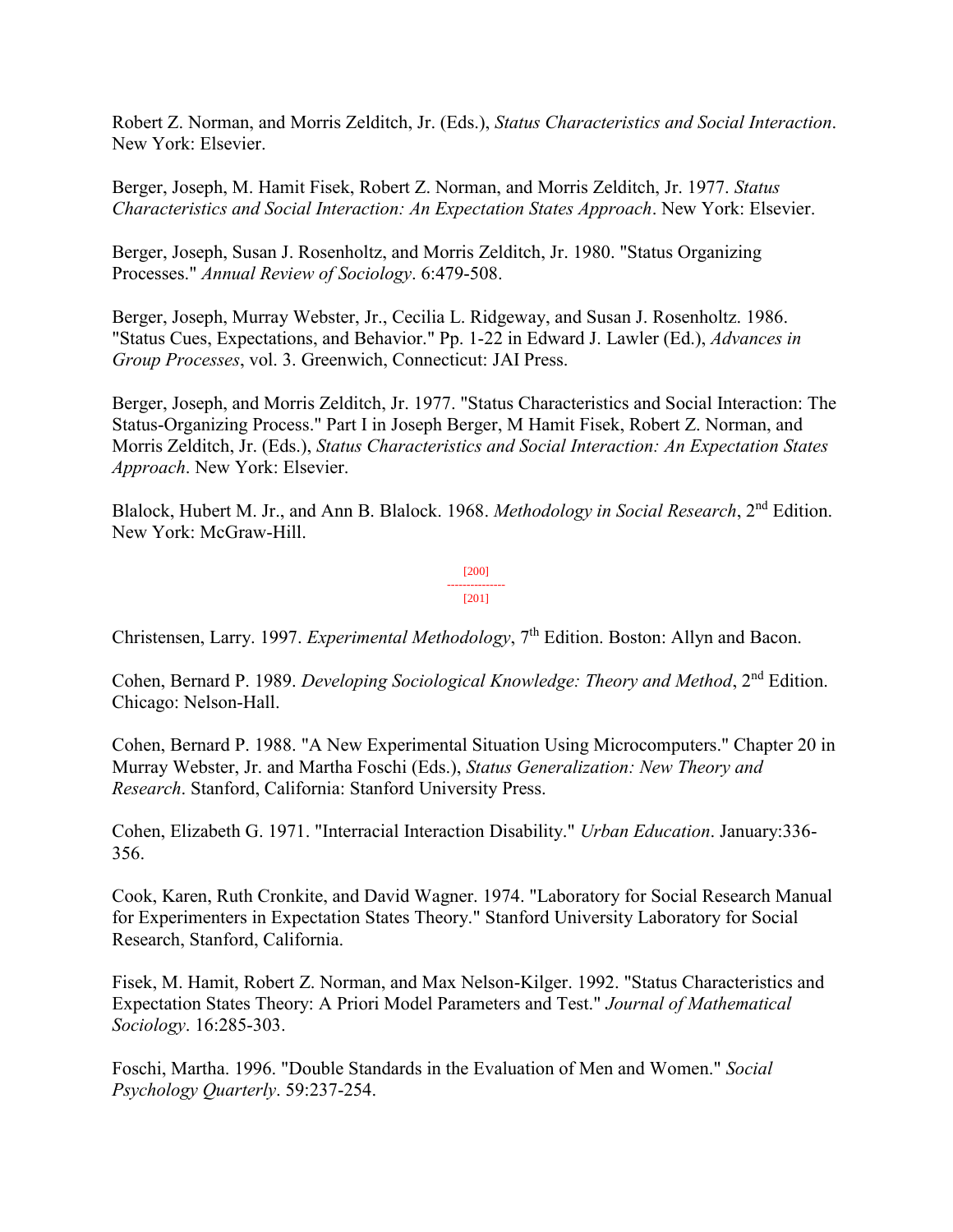Robert Z. Norman, and Morris Zelditch, Jr. (Eds.), *Status Characteristics and Social Interaction*. New York: Elsevier.

Berger, Joseph, M. Hamit Fisek, Robert Z. Norman, and Morris Zelditch, Jr. 1977. *Status Characteristics and Social Interaction: An Expectation States Approach*. New York: Elsevier.

Berger, Joseph, Susan J. Rosenholtz, and Morris Zelditch, Jr. 1980. "Status Organizing Processes." *Annual Review of Sociology*. 6:479-508.

Berger, Joseph, Murray Webster, Jr., Cecilia L. Ridgeway, and Susan J. Rosenholtz. 1986. "Status Cues, Expectations, and Behavior." Pp. 1-22 in Edward J. Lawler (Ed.), *Advances in Group Processes*, vol. 3. Greenwich, Connecticut: JAI Press.

Berger, Joseph, and Morris Zelditch, Jr. 1977. "Status Characteristics and Social Interaction: The Status-Organizing Process." Part I in Joseph Berger, M Hamit Fisek, Robert Z. Norman, and Morris Zelditch, Jr. (Eds.), *Status Characteristics and Social Interaction: An Expectation States Approach*. New York: Elsevier.

Blalock, Hubert M. Jr., and Ann B. Blalock. 1968. *Methodology in Social Research*, 2nd Edition. New York: McGraw-Hill.

[200]

---------------

[201]

Christensen, Larry. 1997. *Experimental Methodology*, 7th Edition. Boston: Allyn and Bacon.

Cohen, Bernard P. 1989. *Developing Sociological Knowledge: Theory and Method*, 2nd Edition. Chicago: Nelson-Hall.

Cohen, Bernard P. 1988. "A New Experimental Situation Using Microcomputers." Chapter 20 in Murray Webster, Jr. and Martha Foschi (Eds.), *Status Generalization: New Theory and Research*. Stanford, California: Stanford University Press.

Cohen, Elizabeth G. 1971. "Interracial Interaction Disability." *Urban Education*. January:336-356.

Cook, Karen, Ruth Cronkite, and David Wagner. 1974. "Laboratory for Social Research Manual for Experimenters in Expectation States Theory." Stanford University Laboratory for Social Research, Stanford, California.

Fisek, M. Hamit, Robert Z. Norman, and Max Nelson-Kilger. 1992. "Status Characteristics and Expectation States Theory: A Priori Model Parameters and Test." *Journal of Mathematical Sociology*. 16:285-303.

Foschi, Martha. 1996. "Double Standards in the Evaluation of Men and Women." *Social Psychology Quarterly*. 59:237-254.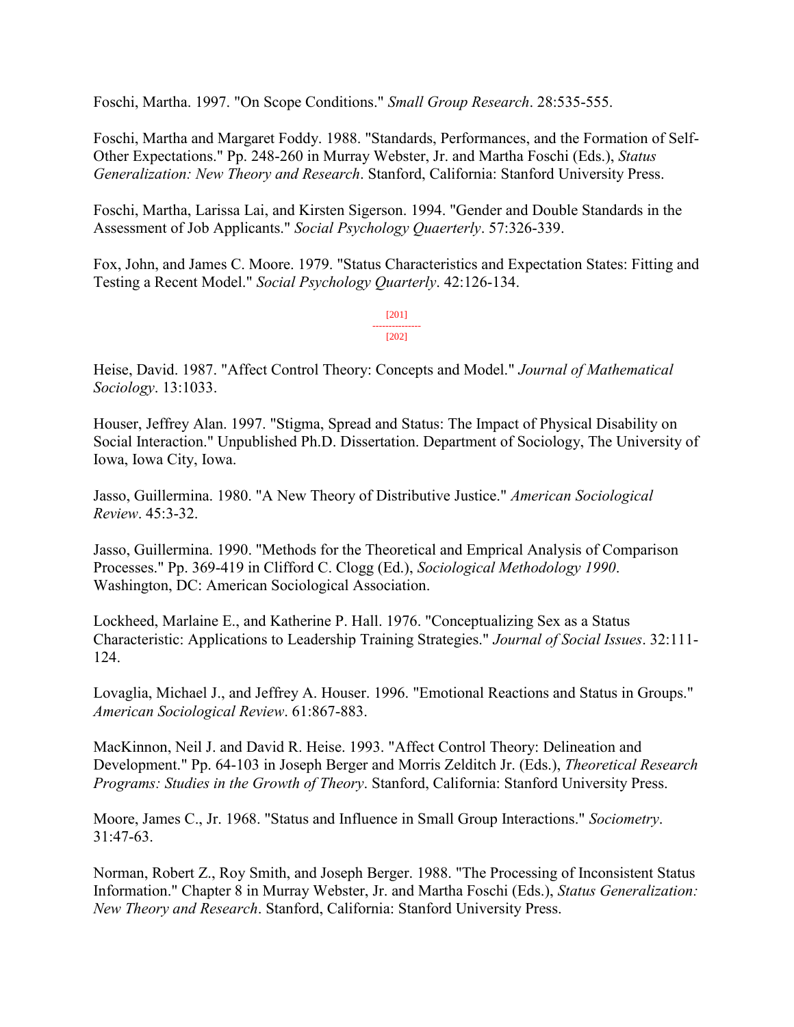Foschi, Martha. 1997. "On Scope Conditions." *Small Group Research*. 28:535-555.

Foschi, Martha and Margaret Foddy. 1988. "Standards, Performances, and the Formation of Self-Other Expectations." Pp. 248-260 in Murray Webster, Jr. and Martha Foschi (Eds.), *Status Generalization: New Theory and Research*. Stanford, California: Stanford University Press.

Foschi, Martha, Larissa Lai, and Kirsten Sigerson. 1994. "Gender and Double Standards in the Assessment of Job Applicants." *Social Psychology Quaerterly*. 57:326-339.

Fox, John, and James C. Moore. 1979. "Status Characteristics and Expectation States: Fitting and Testing a Recent Model." *Social Psychology Quarterly*. 42:126-134.

[201]
---------------
[202]

Heise, David. 1987. "Affect Control Theory: Concepts and Model." *Journal of Mathematical Sociology*. 13:1033.

Houser, Jeffrey Alan. 1997. "Stigma, Spread and Status: The Impact of Physical Disability on Social Interaction." Unpublished Ph.D. Dissertation. Department of Sociology, The University of Iowa, Iowa City, Iowa.

Jasso, Guillermina. 1980. "A New Theory of Distributive Justice." *American Sociological Review*. 45:3-32.

Jasso, Guillermina. 1990. "Methods for the Theoretical and Emprical Analysis of Comparison Processes." Pp. 369-419 in Clifford C. Clogg (Ed.), *Sociological Methodology 1990*. Washington, DC: American Sociological Association.

Lockheed, Marlaine E., and Katherine P. Hall. 1976. "Conceptualizing Sex as a Status Characteristic: Applications to Leadership Training Strategies." *Journal of Social Issues*. 32:111-124.

Lovaglia, Michael J., and Jeffrey A. Houser. 1996. "Emotional Reactions and Status in Groups." *American Sociological Review*. 61:867-883.

MacKinnon, Neil J. and David R. Heise. 1993. "Affect Control Theory: Delineation and Development." Pp. 64-103 in Joseph Berger and Morris Zelditch Jr. (Eds.), *Theoretical Research Programs: Studies in the Growth of Theory*. Stanford, California: Stanford University Press.

Moore, James C., Jr. 1968. "Status and Influence in Small Group Interactions." *Sociometry*. 31:47-63.

Norman, Robert Z., Roy Smith, and Joseph Berger. 1988. "The Processing of Inconsistent Status Information." Chapter 8 in Murray Webster, Jr. and Martha Foschi (Eds.), *Status Generalization: New Theory and Research*. Stanford, California: Stanford University Press.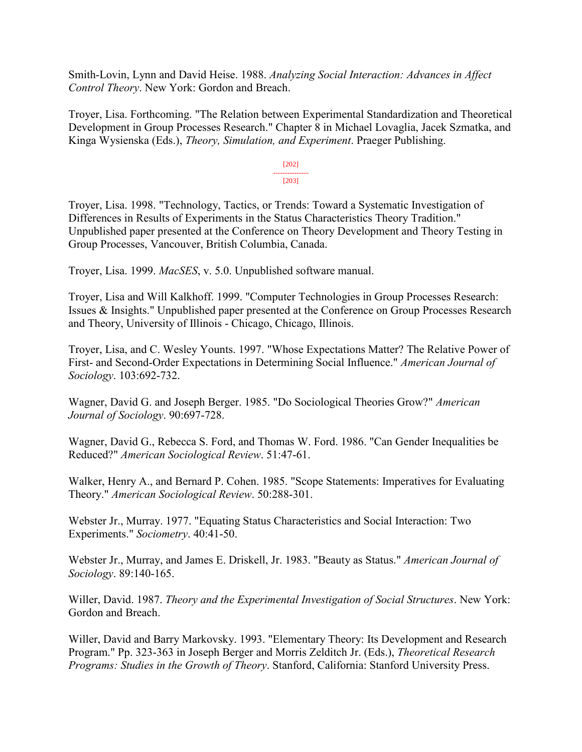Smith-Lovin, Lynn and David Heise. 1988. *Analyzing Social Interaction: Advances in Affect Control Theory*. New York: Gordon and Breach.

Troyer, Lisa. Forthcoming. "The Relation between Experimental Standardization and Theoretical Development in Group Processes Research." Chapter 8 in Michael Lovaglia, Jacek Szmatka, and Kinga Wysienska (Eds.), *Theory, Simulation, and Experiment*. Praeger Publishing.

Troyer, Lisa. 1998. "Technology, Tactics, or Trends: Toward a Systematic Investigation of Differences in Results of Experiments in the Status Characteristics Theory Tradition." Unpublished paper presented at the Conference on Theory Development and Theory Testing in Group Processes, Vancouver, British Columbia, Canada.

Troyer, Lisa. 1999. *MacSES*, v. 5.0. Unpublished software manual.

Troyer, Lisa and Will Kalkhoff. 1999. "Computer Technologies in Group Processes Research: Issues & Insights." Unpublished paper presented at the Conference on Group Processes Research and Theory, University of Illinois - Chicago, Chicago, Illinois.

Troyer, Lisa, and C. Wesley Younts. 1997. "Whose Expectations Matter? The Relative Power of First- and Second-Order Expectations in Determining Social Influence." *American Journal of Sociology*. 103:692-732.

Wagner, David G. and Joseph Berger. 1985. "Do Sociological Theories Grow?" *American Journal of Sociology*. 90:697-728.

Wagner, David G., Rebecca S. Ford, and Thomas W. Ford. 1986. "Can Gender Inequalities be Reduced?" *American Sociological Review*. 51:47-61.

Walker, Henry A., and Bernard P. Cohen. 1985. "Scope Statements: Imperatives for Evaluating Theory." *American Sociological Review*. 50:288-301.

Webster Jr., Murray. 1977. "Equating Status Characteristics and Social Interaction: Two Experiments." *Sociometry*. 40:41-50.

Webster Jr., Murray, and James E. Driskell, Jr. 1983. "Beauty as Status." *American Journal of Sociology*. 89:140-165.

Willer, David. 1987. *Theory and the Experimental Investigation of Social Structures*. New York: Gordon and Breach.

Willer, David and Barry Markovsky. 1993. "Elementary Theory: Its Development and Research Program." Pp. 323-363 in Joseph Berger and Morris Zelditch Jr. (Eds.), *Theoretical Research Programs: Studies in the Growth of Theory*. Stanford, California: Stanford University Press.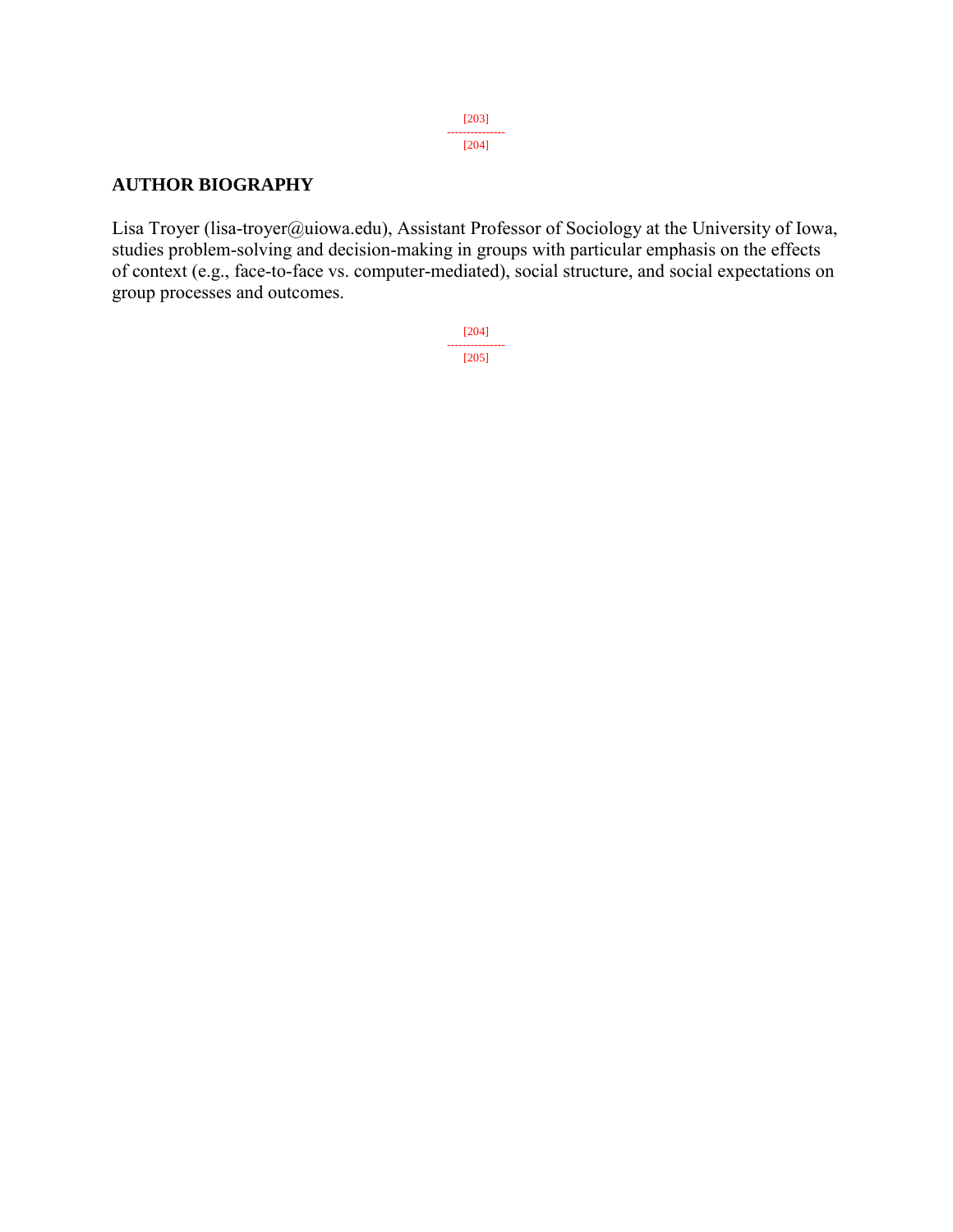## AUTHOR BIOGRAPHY

Lisa Troyer (lisa-troyer@uiowa.edu), Assistant Professor of Sociology at the University of Iowa, studies problem-solving and decision-making in groups with particular emphasis on the effects of context (e.g., face-to-face vs. computer-mediated), social structure, and social expectations on group processes and outcomes.